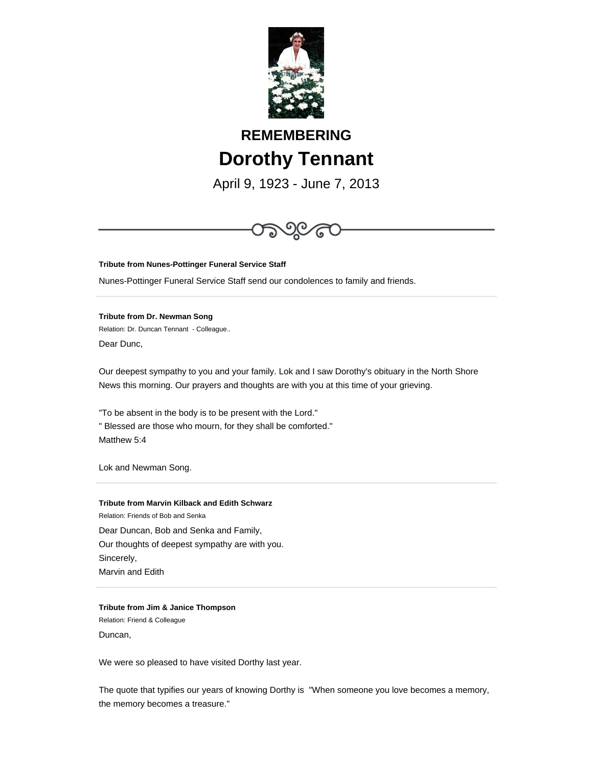# REMEMBERING

# Dorothy Tennant

April 9, 1923 - June 7, 2013

---

**Tribute from Nunes-Pottinger Funeral Service Staff**

Nunes-Pottinger Funeral Service Staff send our condolences to family and friends.

---

**Tribute from Dr. Newman Song**

Relation: Dr. Duncan Tennant - Colleague..

Dear Dunc,

Our deepest sympathy to you and your family. Lok and I saw Dorothy's obituary in the North Shore News this morning. Our prayers and thoughts are with you at this time of your grieving.

"To be absent in the body is to be present with the Lord."
" Blessed are those who mourn, for they shall be comforted."
Matthew 5:4

Lok and Newman Song.

---

**Tribute from Marvin Kilback and Edith Schwarz**

Relation: Friends of Bob and Senka

Dear Duncan, Bob and Senka and Family,
Our thoughts of deepest sympathy are with you.
Sincerely,
Marvin and Edith

---

**Tribute from Jim & Janice Thompson**

Relation: Friend & Colleague

Duncan,

We were so pleased to have visited Dorthy last year.

The quote that typifies our years of knowing Dorthy is "When someone you love becomes a memory, the memory becomes a treasure."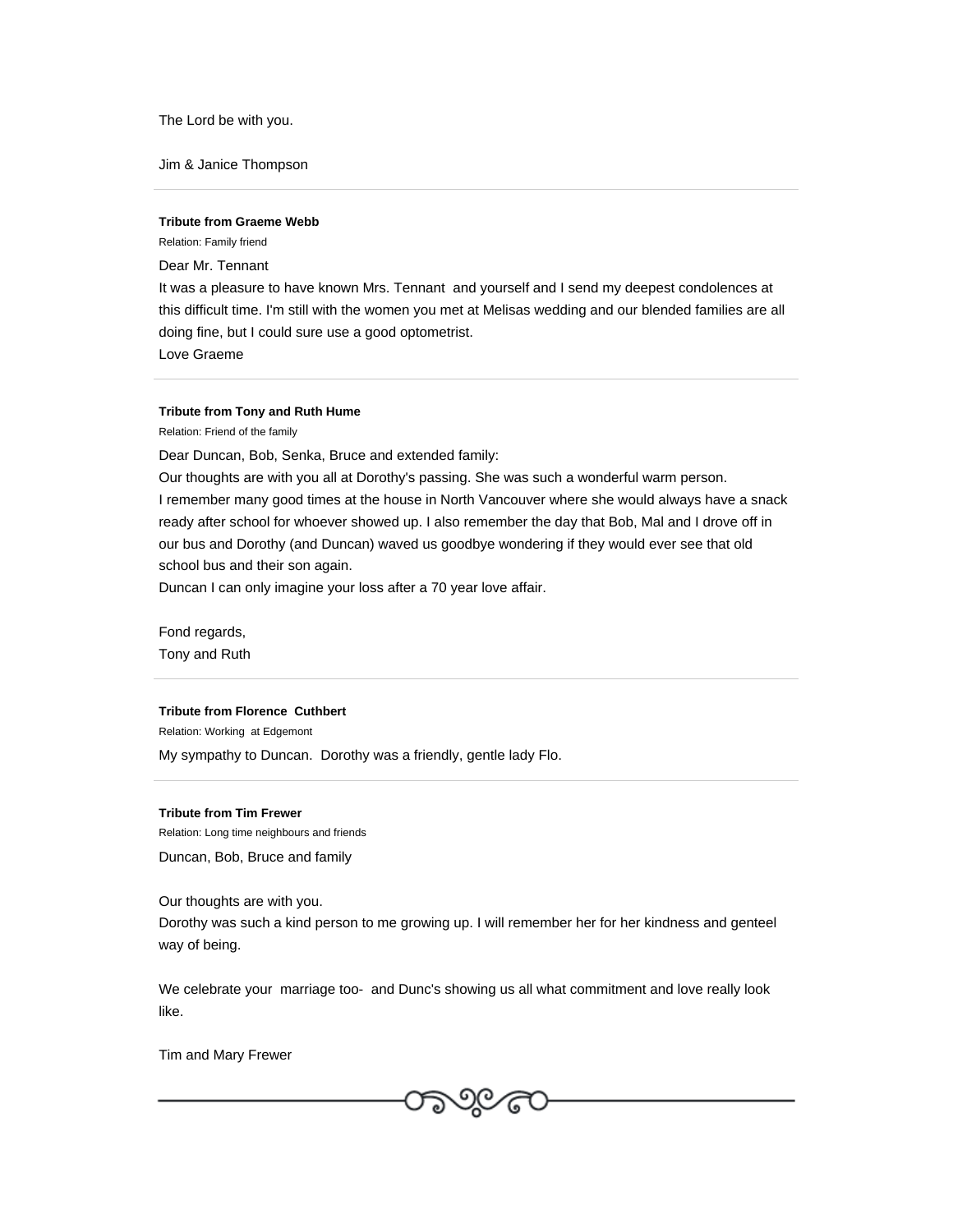The Lord be with you.

Jim & Janice Thompson

---

**Tribute from Graeme Webb**

Relation: Family friend

Dear Mr. Tennant
It was a pleasure to have known Mrs. Tennant  and yourself and I send my deepest condolences at this difficult time. I'm still with the women you met at Melisas wedding and our blended families are all doing fine, but I could sure use a good optometrist.
Love Graeme

---

**Tribute from Tony and Ruth Hume**

Relation: Friend of the family

Dear Duncan, Bob, Senka, Bruce and extended family:
Our thoughts are with you all at Dorothy's passing. She was such a wonderful warm person.
I remember many good times at the house in North Vancouver where she would always have a snack ready after school for whoever showed up. I also remember the day that Bob, Mal and I drove off in our bus and Dorothy (and Duncan) waved us goodbye wondering if they would ever see that old school bus and their son again.
Duncan I can only imagine your loss after a 70 year love affair.

Fond regards,
Tony and Ruth

---

**Tribute from Florence  Cuthbert**

Relation: Working  at Edgemont

My sympathy to Duncan.  Dorothy was a friendly, gentle lady Flo.

---

**Tribute from Tim Frewer**

Relation: Long time neighbours and friends

Duncan, Bob, Bruce and family

Our thoughts are with you.
Dorothy was such a kind person to me growing up. I will remember her for her kindness and genteel way of being.

We celebrate your  marriage too-  and Dunc's showing us all what commitment and love really look like.

Tim and Mary Frewer